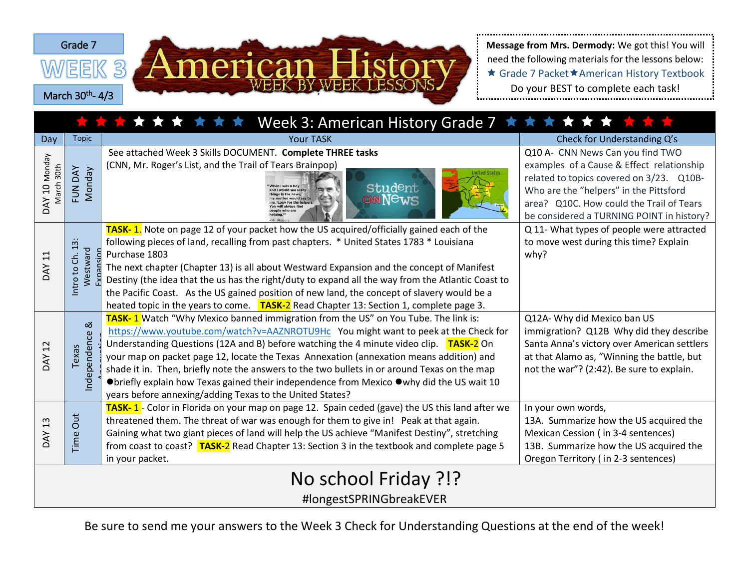Grade 7

# WEEK 3

March 30th- 4/3

# American History

WEEK BY WEEK LESSONS

**Message from Mrs. Dermody:** We got this! You will need the following materials for the lessons below:
★ Grade 7 Packet ★ American History Textbook
Do your BEST to complete each task!

## ★★★★★★★★★ Week 3: American History Grade 7 ★★★★★★★★★

| Day | Topic | Your TASK | Check for Understanding Q's |
|---|---|---|---|
| DAY 10 Monday March 30th | FUN DAY Monday | See attached Week 3 Skills DOCUMENT. **Complete THREE tasks** (CNN, Mr. Roger's List, and the Trail of Tears Brainpop) | Q10 A- CNN News Can you find TWO examples of a Cause & Effect relationship related to topics covered on 3/23. Q10B- Who are the "helpers" in the Pittsford area? Q10C. How could the Trail of Tears be considered a TURNING POINT in history? |
| DAY 11 | Intro to Ch. 13: Westward Expansion | **TASK- 1.** Note on page 12 of your packet how the US acquired/officially gained each of the following pieces of land, recalling from past chapters. * United States 1783 * Louisiana Purchase 1803<br>The next chapter (Chapter 13) is all about Westward Expansion and the concept of Manifest Destiny (the idea that the us has the right/duty to expand all the way from the Atlantic Coast to the Pacific Coast. As the US gained position of new land, the concept of slavery would be a heated topic in the years to come. **TASK-2** Read Chapter 13: Section 1, complete page 3. | Q 11- What types of people were attracted to move west during this time? Explain why? |
| DAY 12 | Texas Independence & Annexation | **TASK- 1** Watch "Why Mexico banned immigration from the US" on You Tube. The link is: https://www.youtube.com/watch?v=AAZNROTU9Hc You might want to peek at the Check for Understanding Questions (12A and B) before watching the 4 minute video clip. **TASK-2** On your map on packet page 12, locate the Texas Annexation (annexation means addition) and shade it in. Then, briefly note the answers to the two bullets in or around Texas on the map ●briefly explain how Texas gained their independence from Mexico ●why did the US wait 10 years before annexing/adding Texas to the United States? | Q12A- Why did Mexico ban US immigration? Q12B Why did they describe Santa Anna's victory over American settlers at that Alamo as, "Winning the battle, but not the war"? (2:42). Be sure to explain. |
| DAY 13 | Time Out | **TASK- 1** - Color in Florida on your map on page 12. Spain ceded (gave) the US this land after we threatened them. The threat of war was enough for them to give in! Peak at that again. Gaining what two giant pieces of land will help the US achieve "Manifest Destiny", stretching from coast to coast? **TASK-2** Read Chapter 13: Section 3 in the textbook and complete page 5 in your packet. | In your own words,<br>13A. Summarize how the US acquired the Mexican Cession ( in 3-4 sentences)<br>13B. Summarize how the US acquired the Oregon Territory ( in 2-3 sentences) |

## No school Friday ?!?

#longestSPRINGbreakEVER

Be sure to send me your answers to the Week 3 Check for Understanding Questions at the end of the week!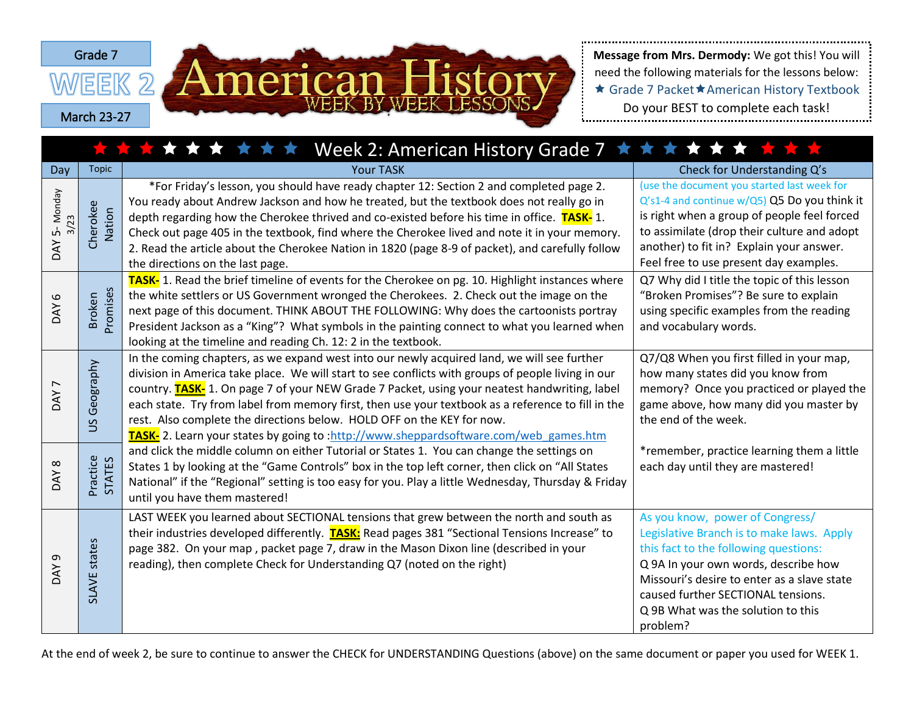Grade 7

# WEEK 2

March 23-27

# American History

WEEK BY WEEK LESSONS

**Message from Mrs. Dermody:** We got this! You will need the following materials for the lessons below:
★ Grade 7 Packet ★ American History Textbook
Do your BEST to complete each task!

## ★★★★★★★★★ Week 2: American History Grade 7 ★★★★★★★★★

| Day | Topic | Your TASK | Check for Understanding Q's |
|---|---|---|---|
| DAY 5- Monday 3/23 | Cherokee Nation | *For Friday's lesson, you should have ready chapter 12: Section 2 and completed page 2. You ready about Andrew Jackson and how he treated, but the textbook does not really go in depth regarding how the Cherokee thrived and co-existed before his time in office. **TASK-** 1. Check out page 405 in the textbook, find where the Cherokee lived and note it in your memory. 2. Read the article about the Cherokee Nation in 1820 (page 8-9 of packet), and carefully follow the directions on the last page. | (use the document you started last week for Q's1-4 and continue w/Q5) Q5 Do you think it is right when a group of people feel forced to assimilate (drop their culture and adopt another) to fit in? Explain your answer. Feel free to use present day examples. |
| DAY 6 | Broken Promises | **TASK-** 1. Read the brief timeline of events for the Cherokee on pg. 10. Highlight instances where the white settlers or US Government wronged the Cherokees. 2. Check out the image on the next page of this document. THINK ABOUT THE FOLLOWING: Why does the cartoonists portray President Jackson as a "King"? What symbols in the painting connect to what you learned when looking at the timeline and reading Ch. 12: 2 in the textbook. | Q7 Why did I title the topic of this lesson "Broken Promises"? Be sure to explain using specific examples from the reading and vocabulary words. |
| DAY 7 | US Geography | In the coming chapters, as we expand west into our newly acquired land, we will see further division in America take place. We will start to see conflicts with groups of people living in our country. **TASK-** 1. On page 7 of your NEW Grade 7 Packet, using your neatest handwriting, label each state. Try from label from memory first, then use your textbook as a reference to fill in the rest. Also complete the directions below. HOLD OFF on the KEY for now. **TASK-** 2. Learn your states by going to :http://www.sheppardsoftware.com/web_games.htm | Q7/Q8 When you first filled in your map, how many states did you know from memory? Once you practiced or played the game above, how many did you master by the end of the week. |
| DAY 8 | Practice STATES | and click the middle column on either Tutorial or States 1. You can change the settings on States 1 by looking at the "Game Controls" box in the top left corner, then click on "All States National" if the "Regional" setting is too easy for you. Play a little Wednesday, Thursday & Friday until you have them mastered! | *remember, practice learning them a little each day until they are mastered! |
| DAY 9 | SLAVE states | LAST WEEK you learned about SECTIONAL tensions that grew between the north and south as their industries developed differently. **TASK:** Read pages 381 "Sectional Tensions Increase" to page 382. On your map , packet page 7, draw in the Mason Dixon line (described in your reading), then complete Check for Understanding Q7 (noted on the right) | As you know, power of Congress/ Legislative Branch is to make laws. Apply this fact to the following questions: Q 9A In your own words, describe how Missouri's desire to enter as a slave state caused further SECTIONAL tensions. Q 9B What was the solution to this problem? |

At the end of week 2, be sure to continue to answer the CHECK for UNDERSTANDING Questions (above) on the same document or paper you used for WEEK 1.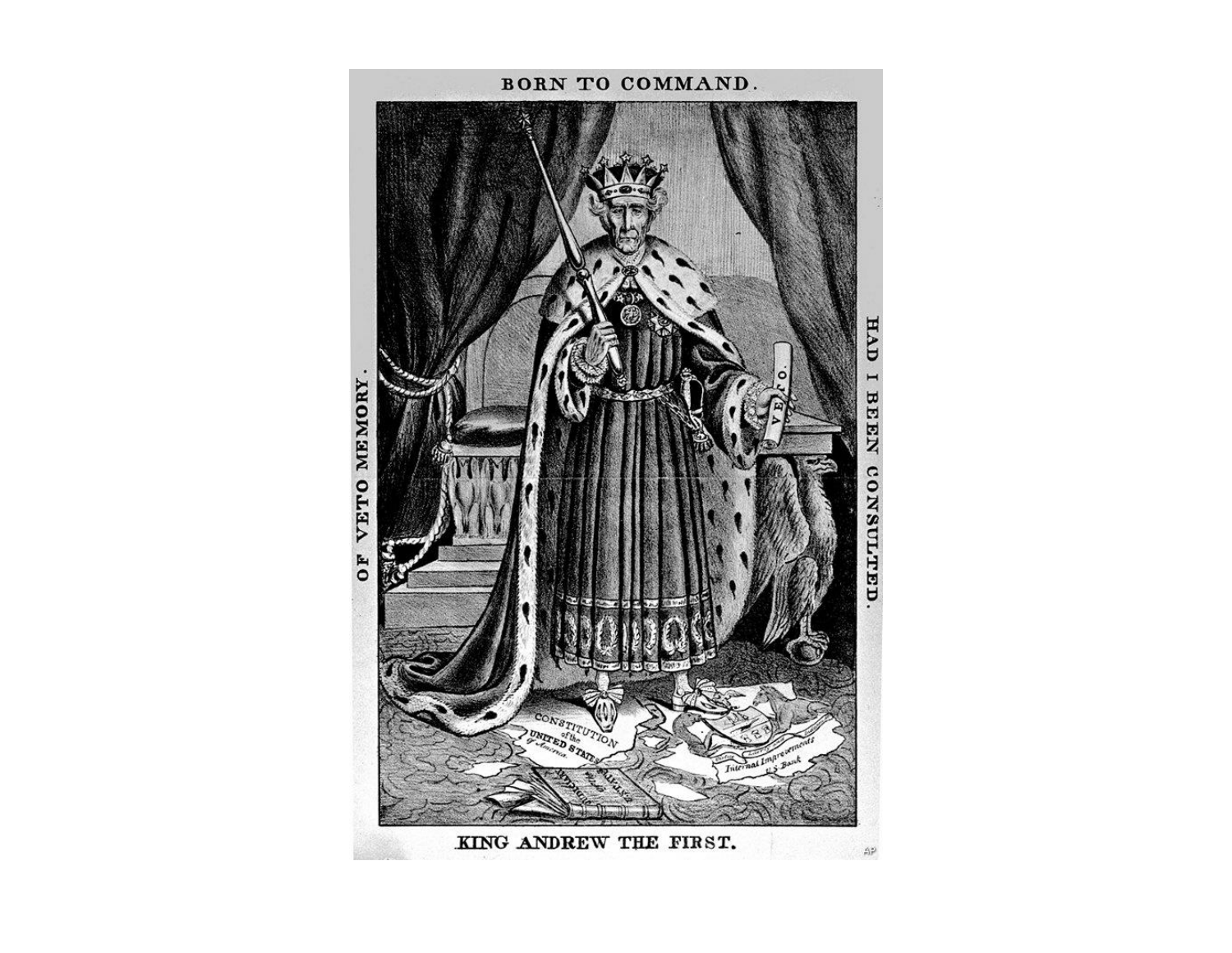BORN TO COMMAND.

OF VETO MEMORY.

HAD I BEEN CONSULTED.

KING ANDREW THE FIRST.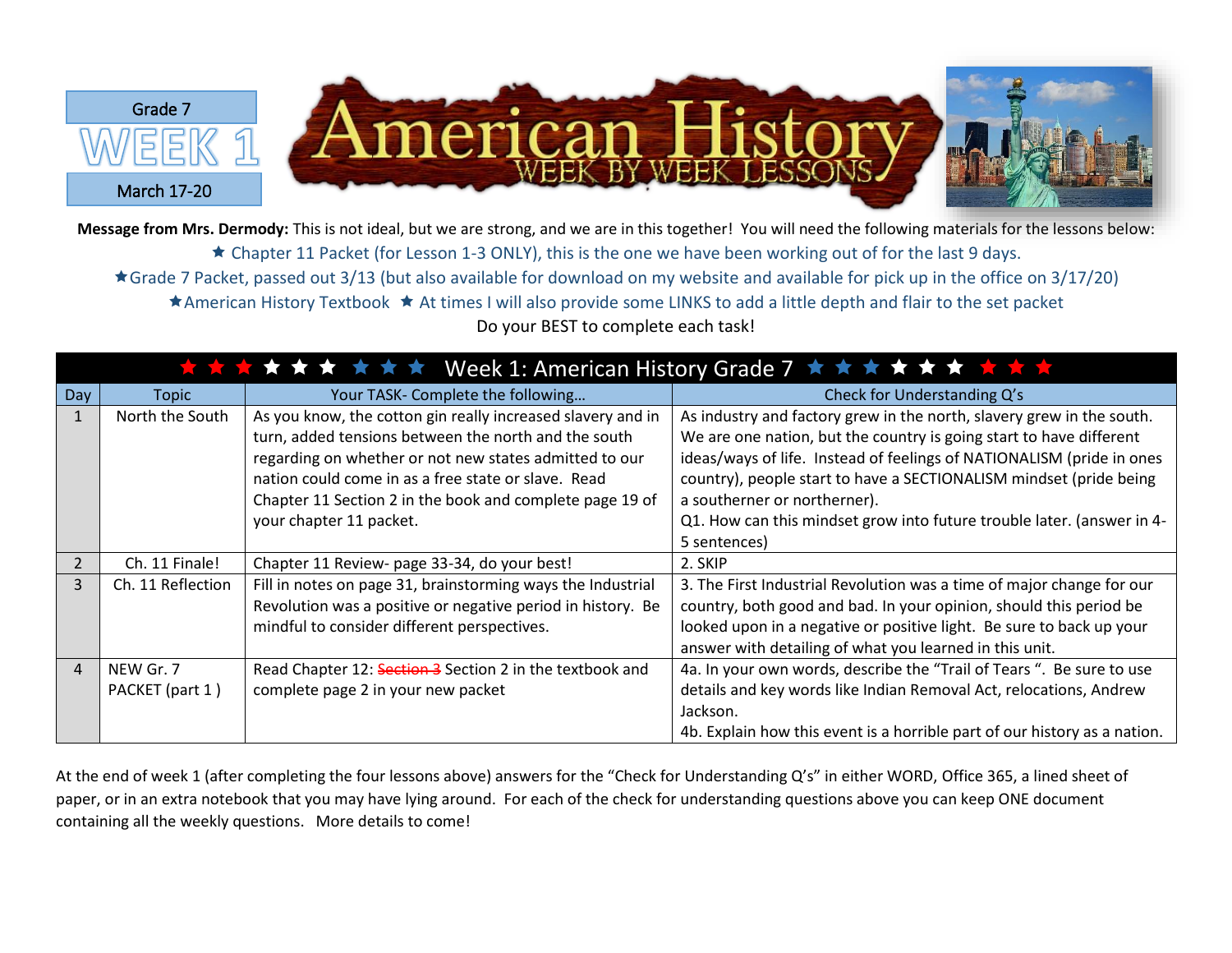Grade 7

WEEK 1

March 17-20

# American History

## WEEK BY WEEK LESSONS

**Message from Mrs. Dermody:** This is not ideal, but we are strong, and we are in this together! You will need the following materials for the lessons below:

★ Chapter 11 Packet (for Lesson 1-3 ONLY), this is the one we have been working out of for the last 9 days.

★Grade 7 Packet, passed out 3/13 (but also available for download on my website and available for pick up in the office on 3/17/20)

★American History Textbook ★ At times I will also provide some LINKS to add a little depth and flair to the set packet

Do your BEST to complete each task!

| ★ ★ ★ ★ ★ ★ ★ ★ ★ Week 1: American History Grade 7 ★ ★ ★ ★ ★ ★ ★ ★ ★ | | | |
|---|---|---|---|
| Day | Topic | Your TASK- Complete the following… | Check for Understanding Q's |
| 1 | North the South | As you know, the cotton gin really increased slavery and in turn, added tensions between the north and the south regarding on whether or not new states admitted to our nation could come in as a free state or slave. Read Chapter 11 Section 2 in the book and complete page 19 of your chapter 11 packet. | As industry and factory grew in the north, slavery grew in the south. We are one nation, but the country is going start to have different ideas/ways of life. Instead of feelings of NATIONALISM (pride in ones country), people start to have a SECTIONALISM mindset (pride being a southerner or northerner).<br>Q1. How can this mindset grow into future trouble later. (answer in 4-5 sentences) |
| 2 | Ch. 11 Finale! | Chapter 11 Review- page 33-34, do your best! | 2. SKIP |
| 3 | Ch. 11 Reflection | Fill in notes on page 31, brainstorming ways the Industrial Revolution was a positive or negative period in history. Be mindful to consider different perspectives. | 3. The First Industrial Revolution was a time of major change for our country, both good and bad. In your opinion, should this period be looked upon in a negative or positive light. Be sure to back up your answer with detailing of what you learned in this unit. |
| 4 | NEW Gr. 7 PACKET (part 1 ) | Read Chapter 12: ~~Section 3~~ Section 2 in the textbook and complete page 2 in your new packet | 4a. In your own words, describe the "Trail of Tears ". Be sure to use details and key words like Indian Removal Act, relocations, Andrew Jackson.<br>4b. Explain how this event is a horrible part of our history as a nation. |

At the end of week 1 (after completing the four lessons above) answers for the "Check for Understanding Q's" in either WORD, Office 365, a lined sheet of paper, or in an extra notebook that you may have lying around. For each of the check for understanding questions above you can keep ONE document containing all the weekly questions. More details to come!